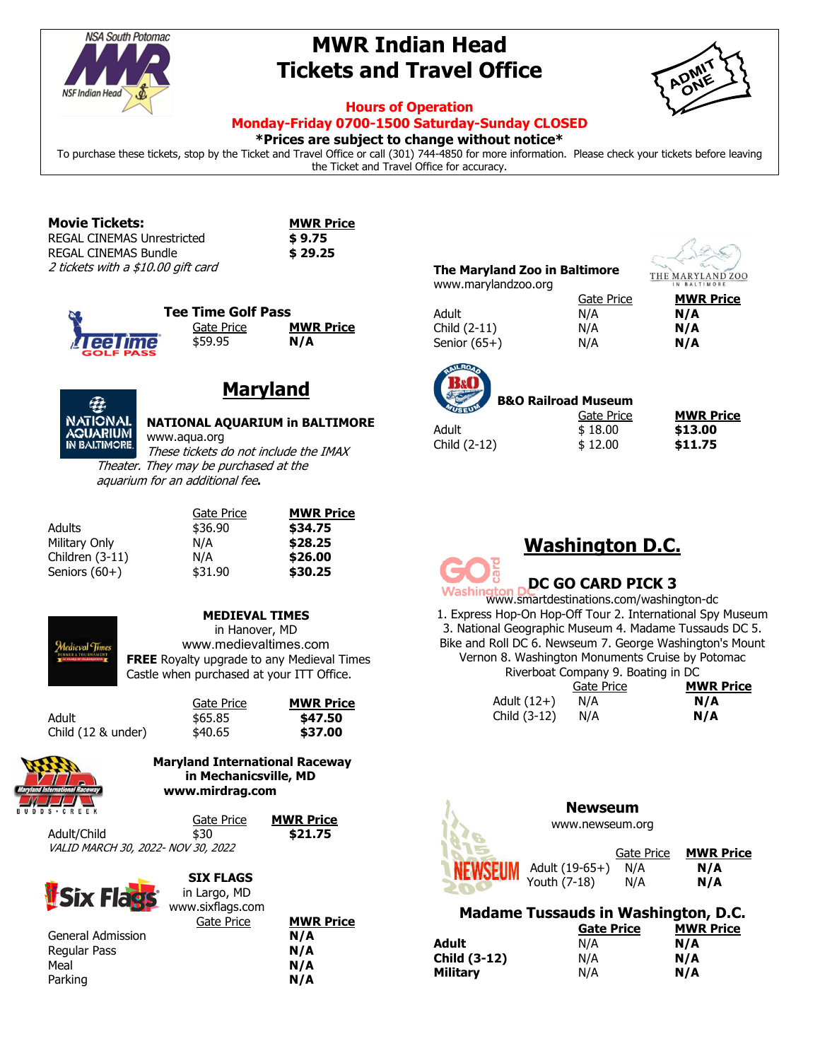# MWR Indian Head Tickets and Travel Office

**Hours of Operation**
**Monday-Friday 0700-1500 Saturday-Sunday CLOSED**

***Prices are subject to change without notice***

To purchase these tickets, stop by the Ticket and Travel Office or call (301) 744-4850 for more information. Please check your tickets before leaving the Ticket and Travel Office for accuracy.

**Movie Tickets:**

| | MWR Price |
|---|---|
| REGAL CINEMAS Unrestricted | **$ 9.75** |
| REGAL CINEMAS Bundle | **$ 29.25** |

*2 tickets with a $10.00 gift card*

### Tee Time Golf Pass

| | Gate Price | MWR Price |
|---|---|---|
| | $59.95 | **N/A** |

## Maryland

### NATIONAL AQUARIUM in BALTIMORE

www.aqua.org

*These tickets do not include the IMAX Theater. They may be purchased at the aquarium for an additional fee.*

| | Gate Price | MWR Price |
|---|---|---|
| Adults | $36.90 | **$34.75** |
| Military Only | N/A | **$28.25** |
| Children (3-11) | N/A | **$26.00** |
| Seniors (60+) | $31.90 | **$30.25** |

### MEDIEVAL TIMES

in Hanover, MD

www.medievaltimes.com

**FREE** Royalty upgrade to any Medieval Times Castle when purchased at your ITT Office.

| | Gate Price | MWR Price |
|---|---|---|
| Adult | $65.85 | **$47.50** |
| Child (12 & under) | $40.65 | **$37.00** |

### Maryland International Raceway in Mechanicsville, MD

**www.mirdrag.com**

| | Gate Price | MWR Price |
|---|---|---|
| Adult/Child | $30 | **$21.75** |

*VALID MARCH 30, 2022- NOV 30, 2022*

### SIX FLAGS

in Largo, MD

www.sixflags.com

| | Gate Price | MWR Price |
|---|---|---|
| General Admission | | **N/A** |
| Regular Pass | | **N/A** |
| Meal | | **N/A** |
| Parking | | **N/A** |

### The Maryland Zoo in Baltimore

www.marylandzoo.org

| | Gate Price | MWR Price |
|---|---|---|
| Adult | N/A | **N/A** |
| Child (2-11) | N/A | **N/A** |
| Senior (65+) | N/A | **N/A** |

### B&O Railroad Museum

| | Gate Price | MWR Price |
|---|---|---|
| Adult | $ 18.00 | **$13.00** |
| Child (2-12) | $ 12.00 | **$11.75** |

## Washington D.C.

### DC GO CARD PICK 3

www.smartdestinations.com/washington-dc

1. Express Hop-On Hop-Off Tour 2. International Spy Museum 3. National Geographic Museum 4. Madame Tussauds DC 5. Bike and Roll DC 6. Newseum 7. George Washington's Mount Vernon 8. Washington Monuments Cruise by Potomac Riverboat Company 9. Boating in DC

| | Gate Price | MWR Price |
|---|---|---|
| Adult (12+) | N/A | **N/A** |
| Child (3-12) | N/A | **N/A** |

### Newseum

www.newseum.org

| | Gate Price | MWR Price |
|---|---|---|
| Adult (19-65+) | N/A | **N/A** |
| Youth (7-18) | N/A | **N/A** |

### Madame Tussauds in Washington, D.C.

| | Gate Price | MWR Price |
|---|---|---|
| **Adult** | N/A | **N/A** |
| **Child (3-12)** | N/A | **N/A** |
| **Military** | N/A | **N/A** |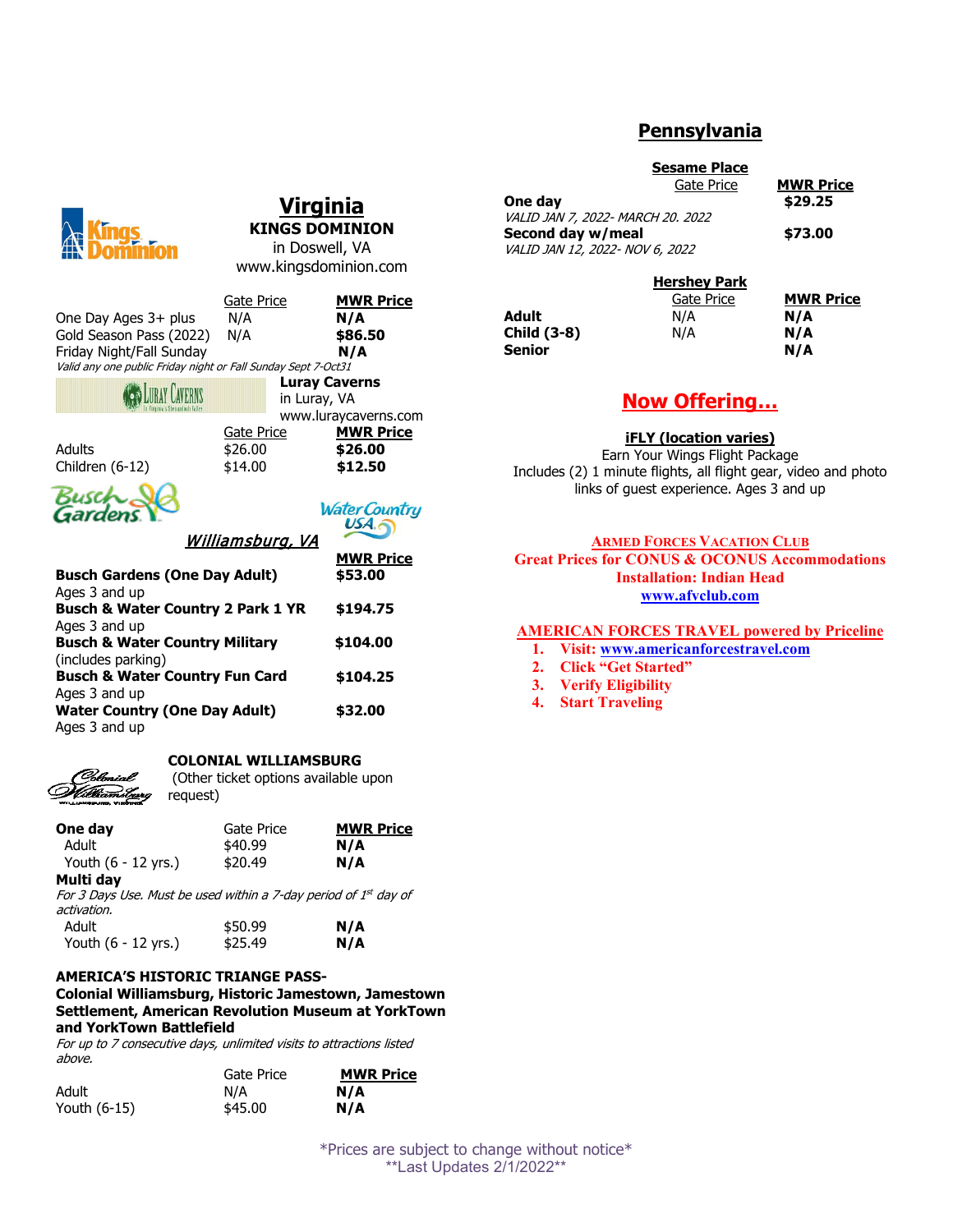## Virginia

**KINGS DOMINION**
in Doswell, VA
www.kingsdominion.com

| | Gate Price | MWR Price |
|---|---|---|
| One Day Ages 3+ plus | N/A | **N/A** |
| Gold Season Pass (2022) | N/A | **$86.50** |
| Friday Night/Fall Sunday | | **N/A** |

*Valid any one public Friday night or Fall Sunday Sept 7-Oct31*

**Luray Caverns**
in Luray, VA
www.luraycaverns.com

| | Gate Price | MWR Price |
|---|---|---|
| Adults | $26.00 | **$26.00** |
| Children (6-12) | $14.00 | **$12.50** |

### *Williamsburg, VA*

| | MWR Price |
|---|---|
| **Busch Gardens (One Day Adult)** Ages 3 and up | **$53.00** |
| **Busch & Water Country 2 Park 1 YR** Ages 3 and up | **$194.75** |
| **Busch & Water Country Military** (includes parking) | **$104.00** |
| **Busch & Water Country Fun Card** Ages 3 and up | **$104.25** |
| **Water Country (One Day Adult)** Ages 3 and up | **$32.00** |

**COLONIAL WILLIAMSBURG**
(Other ticket options available upon request)

| **One day** | Gate Price | MWR Price |
|---|---|---|
| Adult | $40.99 | **N/A** |
| Youth (6 - 12 yrs.) | $20.49 | **N/A** |

**Multi day**
*For 3 Days Use. Must be used within a 7-day period of 1st day of activation.*

| | Gate Price | MWR Price |
|---|---|---|
| Adult | $50.99 | **N/A** |
| Youth (6 - 12 yrs.) | $25.49 | **N/A** |

**AMERICA'S HISTORIC TRIANGE PASS-**
**Colonial Williamsburg, Historic Jamestown, Jamestown Settlement, American Revolution Museum at YorkTown and YorkTown Battlefield**
*For up to 7 consecutive days, unlimited visits to attractions listed above.*

| | Gate Price | MWR Price |
|---|---|---|
| Adult | N/A | **N/A** |
| Youth (6-15) | $45.00 | **N/A** |

## Pennsylvania

**Sesame Place**

| | Gate Price | MWR Price |
|---|---|---|
| **One day** *VALID JAN 7, 2022- MARCH 20. 2022* | | **$29.25** |
| **Second day w/meal** *VALID JAN 12, 2022- NOV 6, 2022* | | **$73.00** |

**Hershey Park**

| | Gate Price | MWR Price |
|---|---|---|
| **Adult** | N/A | **N/A** |
| **Child (3-8)** | N/A | **N/A** |
| **Senior** | | **N/A** |

## Now Offering…

**iFLY (location varies)**
Earn Your Wings Flight Package
Includes (2) 1 minute flights, all flight gear, video and photo links of guest experience. Ages 3 and up

**ARMED FORCES VACATION CLUB**
**Great Prices for CONUS & OCONUS Accommodations**
**Installation: Indian Head**
**www.afvclub.com**

**AMERICAN FORCES TRAVEL powered by Priceline**

1. **Visit: www.americanforcestravel.com**
2. **Click "Get Started"**
3. **Verify Eligibility**
4. **Start Traveling**

\*Prices are subject to change without notice\*
\*\*Last Updates 2/1/2022\*\*